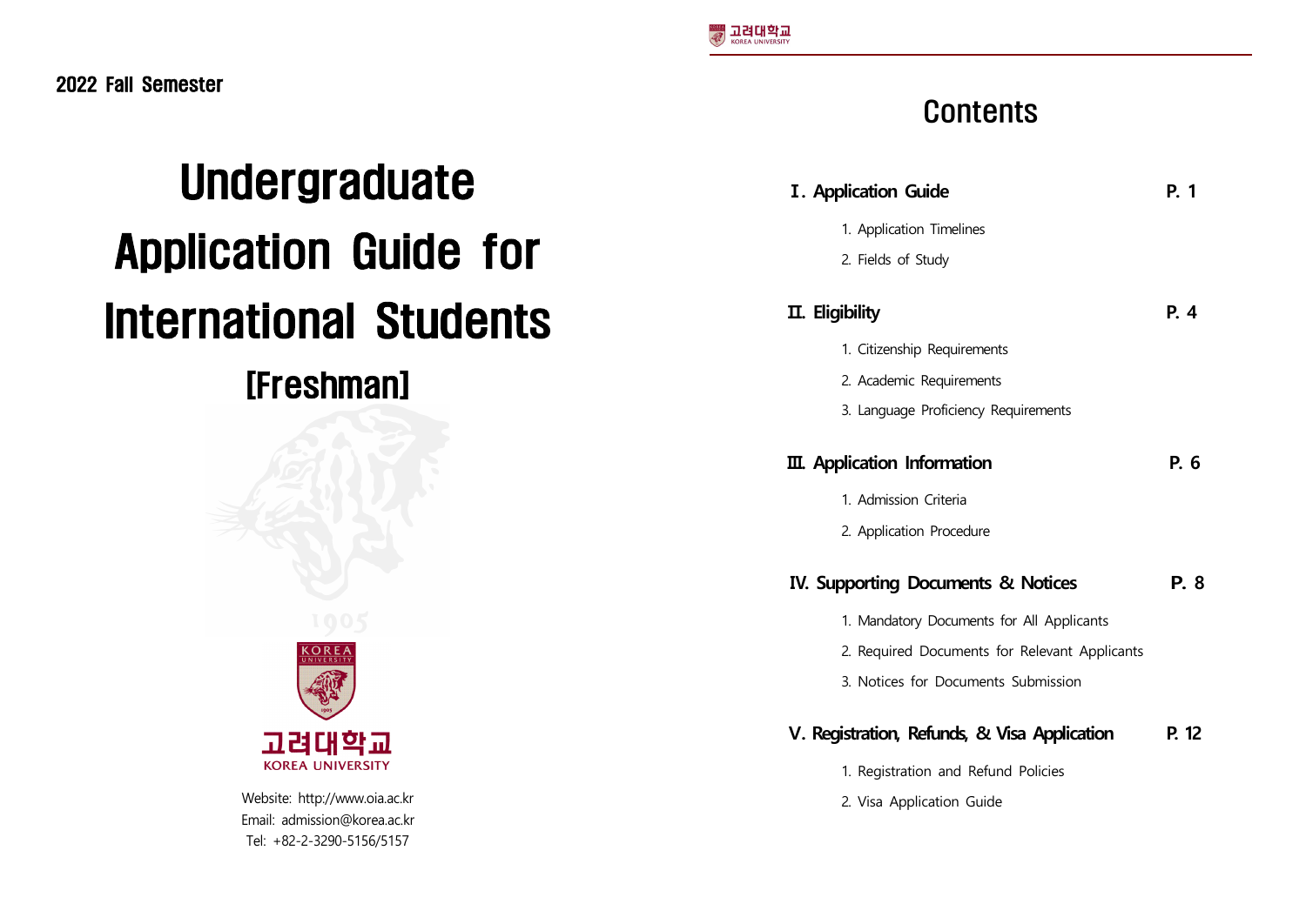2022 Fall Semester

# Undergraduate Application Guide for International Students

## [Freshman]

고려대학교
KOREA UNIVERSITY

Website: http://www.oia.ac.kr
Email: admission@korea.ac.kr
Tel: +82-2-3290-5156/5157

# Contents

**Ⅰ. Application Guide** **P. 1**

1. Application Timelines
2. Fields of Study

**Ⅱ. Eligibility** **P. 4**

1. Citizenship Requirements
2. Academic Requirements
3. Language Proficiency Requirements

**Ⅲ. Application Information** **P. 6**

1. Admission Criteria
2. Application Procedure

**Ⅳ. Supporting Documents & Notices** **P. 8**

1. Mandatory Documents for All Applicants
2. Required Documents for Relevant Applicants
3. Notices for Documents Submission

**Ⅴ. Registration, Refunds, & Visa Application** **P. 12**

1. Registration and Refund Policies
2. Visa Application Guide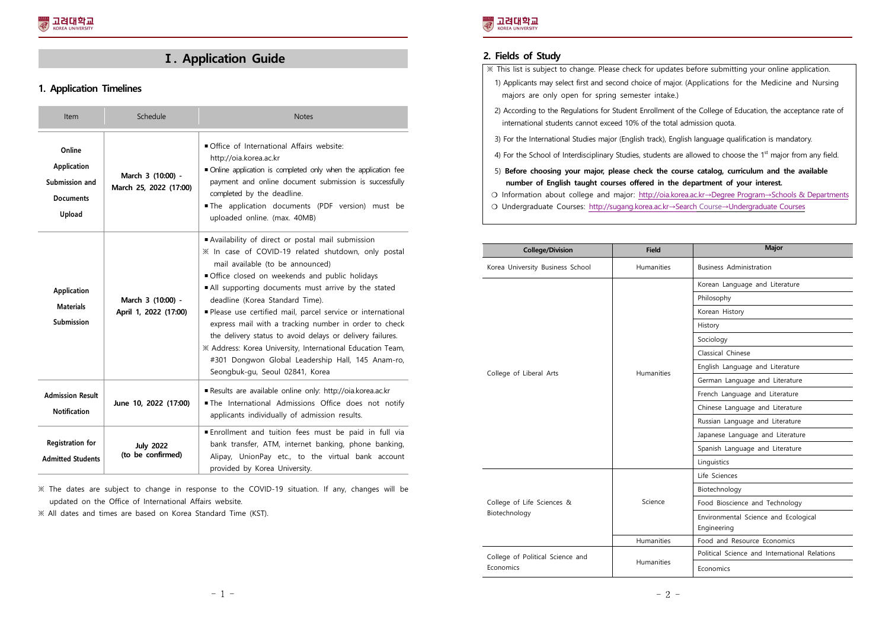# Ⅰ. Application Guide

## 1. Application Timelines

| Item | Schedule | Notes |
|---|---|---|
| **Online Application Submission and Documents Upload** | **March 3 (10:00) - March 25, 2022 (17:00)** | ▪ Office of International Affairs website: http://oia.korea.ac.kr<br>▪ Online application is completed only when the application fee payment and online document submission is successfully completed by the deadline.<br>▪ The application documents (PDF version) must be uploaded online. (max. 40MB) |
| **Application Materials Submission** | **March 3 (10:00) - April 1, 2022 (17:00)** | ▪ Availability of direct or postal mail submission<br>※ In case of COVID-19 related shutdown, only postal mail available (to be announced)<br>▪ Office closed on weekends and public holidays<br>▪ All supporting documents must arrive by the stated deadline (Korea Standard Time).<br>▪ Please use certified mail, parcel service or international express mail with a tracking number in order to check the delivery status to avoid delays or delivery failures.<br>※ Address: Korea University, International Education Team, #301 Dongwon Global Leadership Hall, 145 Anam-ro, Seongbuk-gu, Seoul 02841, Korea |
| **Admission Result Notification** | **June 10, 2022 (17:00)** | ▪ Results are available online only: http://oia.korea.ac.kr<br>▪ The International Admissions Office does not notify applicants individually of admission results. |
| **Registration for Admitted Students** | **July 2022 (to be confirmed)** | ▪ Enrollment and tuition fees must be paid in full via bank transfer, ATM, internet banking, phone banking, Alipay, UnionPay etc., to the virtual bank account provided by Korea University. |

※ The dates are subject to change in response to the COVID-19 situation. If any, changes will be updated on the Office of International Affairs website.

※ All dates and times are based on Korea Standard Time (KST).

## 2. Fields of Study

※ This list is subject to change. Please check for updates before submitting your online application.

1) Applicants may select first and second choice of major. (Applications for the Medicine and Nursing majors are only open for spring semester intake.)

2) According to the Regulations for Student Enrollment of the College of Education, the acceptance rate of international students cannot exceed 10% of the total admission quota.

3) For the International Studies major (English track), English language qualification is mandatory.

4) For the School of Interdisciplinary Studies, students are allowed to choose the 1st major from any field.

5) **Before choosing your major, please check the course catalog, curriculum and the available number of English taught courses offered in the department of your interest.**

❍ Information about college and major: http://oia.korea.ac.kr→Degree Program→Schools & Departments

❍ Undergraduate Courses: http://sugang.korea.ac.kr→Search Course→Undergraduate Courses

| College/Division | Field | Major |
|---|---|---|
| Korea University Business School | Humanities | Business Administration |
| College of Liberal Arts | Humanities | Korean Language and Literature |
| | | Philosophy |
| | | Korean History |
| | | History |
| | | Sociology |
| | | Classical Chinese |
| | | English Language and Literature |
| | | German Language and Literature |
| | | French Language and Literature |
| | | Chinese Language and Literature |
| | | Russian Language and Literature |
| | | Japanese Language and Literature |
| | | Spanish Language and Literature |
| | | Linguistics |
| College of Life Sciences & Biotechnology | Science | Life Sciences |
| | | Biotechnology |
| | | Food Bioscience and Technology |
| | | Environmental Science and Ecological Engineering |
| | Humanities | Food and Resource Economics |
| College of Political Science and Economics | Humanities | Political Science and International Relations |
| | | Economics |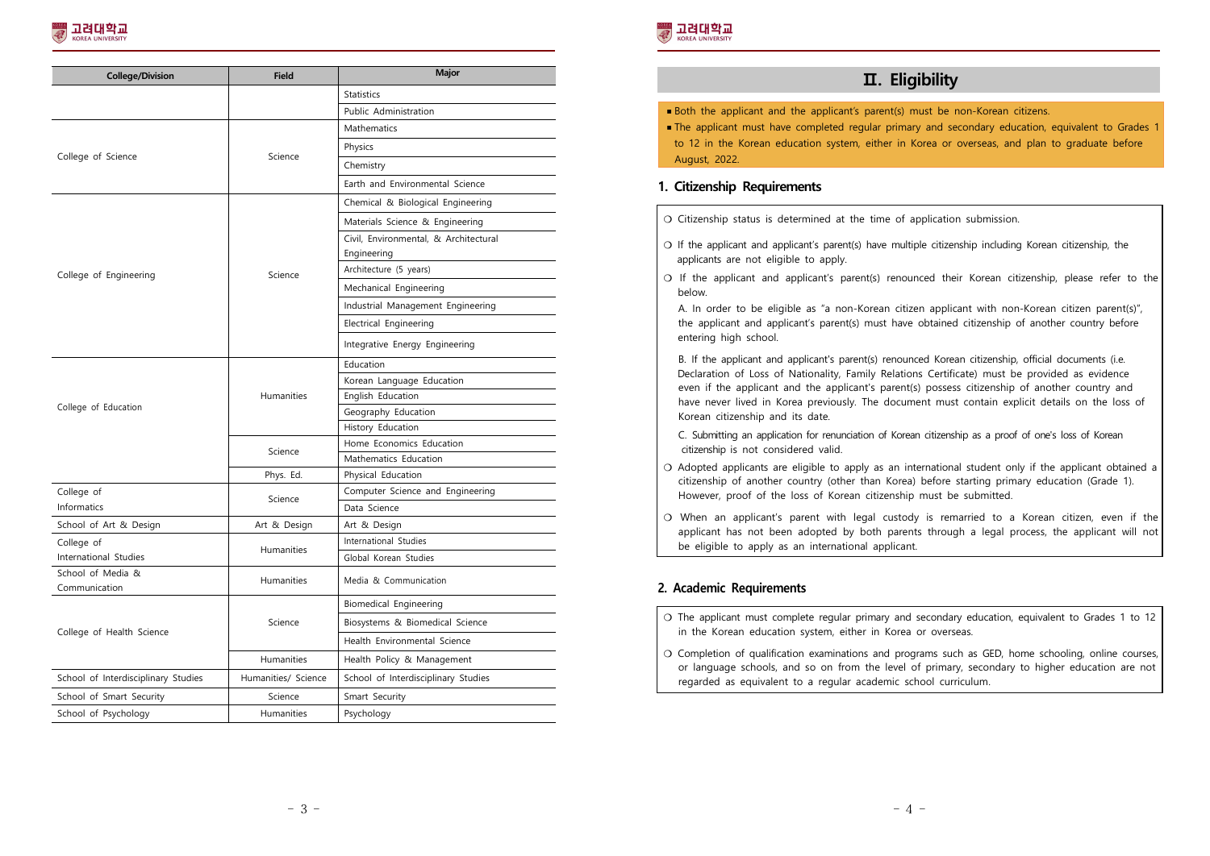| College/Division | Field | Major |
|---|---|---|
| | | Statistics |
| | | Public Administration |
| College of Science | Science | Mathematics |
| | | Physics |
| | | Chemistry |
| | | Earth and Environmental Science |
| College of Engineering | Science | Chemical & Biological Engineering |
| | | Materials Science & Engineering |
| | | Civil, Environmental, & Architectural Engineering |
| | | Architecture (5 years) |
| | | Mechanical Engineering |
| | | Industrial Management Engineering |
| | | Electrical Engineering |
| | | Integrative Energy Engineering |
| College of Education | Humanities | Education |
| | | Korean Language Education |
| | | English Education |
| | | Geography Education |
| | | History Education |
| | Science | Home Economics Education |
| | | Mathematics Education |
| | Phys. Ed. | Physical Education |
| College of Informatics | Science | Computer Science and Engineering |
| | | Data Science |
| School of Art & Design | Art & Design | Art & Design |
| College of International Studies | Humanities | International Studies |
| | | Global Korean Studies |
| School of Media & Communication | Humanities | Media & Communication |
| College of Health Science | Science | Biomedical Engineering |
| | | Biosystems & Biomedical Science |
| | | Health Environmental Science |
| | Humanities | Health Policy & Management |
| School of Interdisciplinary Studies | Humanities/ Science | School of Interdisciplinary Studies |
| School of Smart Security | Science | Smart Security |
| School of Psychology | Humanities | Psychology |

# Ⅱ. Eligibility

- Both the applicant and the applicant's parent(s) must be non-Korean citizens.
- The applicant must have completed regular primary and secondary education, equivalent to Grades 1 to 12 in the Korean education system, either in Korea or overseas, and plan to graduate before August, 2022.

## 1. Citizenship Requirements

❍ Citizenship status is determined at the time of application submission.

❍ If the applicant and applicant's parent(s) have multiple citizenship including Korean citizenship, the applicants are not eligible to apply.

❍ If the applicant and applicant's parent(s) renounced their Korean citizenship, please refer to the below.

A. In order to be eligible as "a non-Korean citizen applicant with non-Korean citizen parent(s)", the applicant and applicant's parent(s) must have obtained citizenship of another country before entering high school.

B. If the applicant and applicant's parent(s) renounced Korean citizenship, official documents (i.e. Declaration of Loss of Nationality, Family Relations Certificate) must be provided as evidence even if the applicant and the applicant's parent(s) possess citizenship of another country and have never lived in Korea previously. The document must contain explicit details on the loss of Korean citizenship and its date.

C. Submitting an application for renunciation of Korean citizenship as a proof of one's loss of Korean citizenship is not considered valid.

❍ Adopted applicants are eligible to apply as an international student only if the applicant obtained a citizenship of another country (other than Korea) before starting primary education (Grade 1). However, proof of the loss of Korean citizenship must be submitted.

❍ When an applicant's parent with legal custody is remarried to a Korean citizen, even if the applicant has not been adopted by both parents through a legal process, the applicant will not be eligible to apply as an international applicant.

## 2. Academic Requirements

❍ The applicant must complete regular primary and secondary education, equivalent to Grades 1 to 12 in the Korean education system, either in Korea or overseas.

❍ Completion of qualification examinations and programs such as GED, home schooling, online courses, or language schools, and so on from the level of primary, secondary to higher education are not regarded as equivalent to a regular academic school curriculum.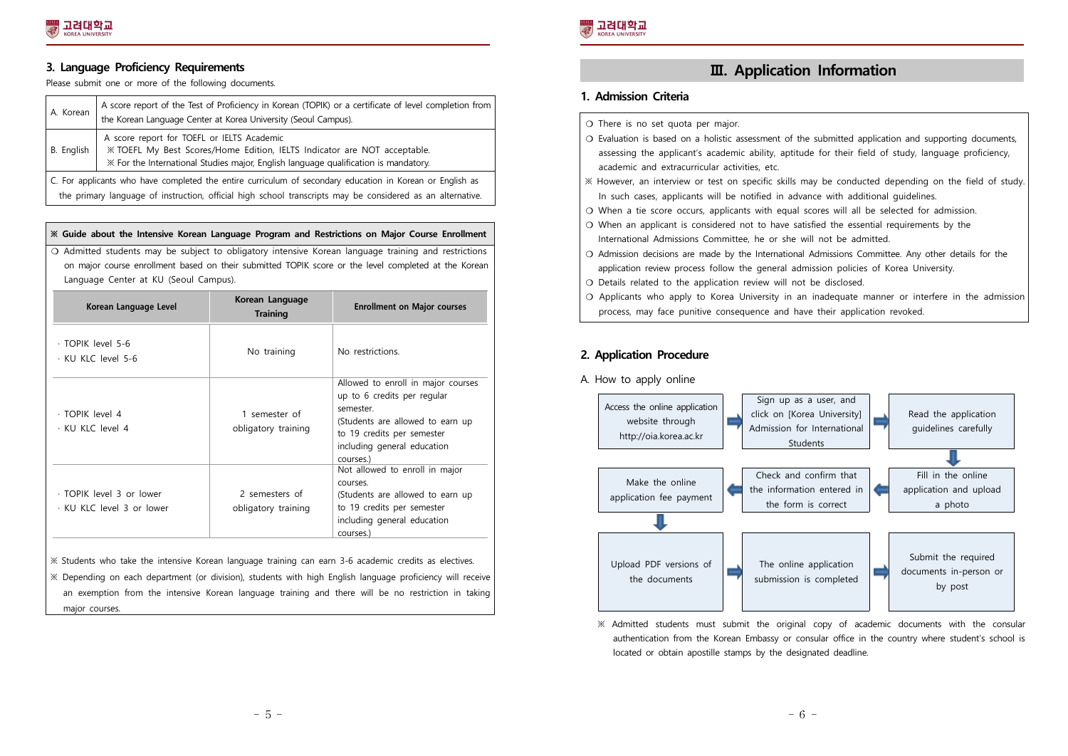### 3. Language Proficiency Requirements

Please submit one or more of the following documents.

| | |
|---|---|
| A. Korean | A score report of the Test of Proficiency in Korean (TOPIK) or a certificate of level completion from the Korean Language Center at Korea University (Seoul Campus). |
| B. English | A score report for TOEFL or IELTS Academic<br>※ TOEFL My Best Scores/Home Edition, IELTS Indicator are NOT acceptable.<br>※ For the International Studies major, English language qualification is mandatory. |
| C. For applicants who have completed the entire curriculum of secondary education in Korean or English as the primary language of instruction, official high school transcripts may be considered as an alternative. | |

**※ Guide about the Intensive Korean Language Program and Restrictions on Major Course Enrollment**

❍ Admitted students may be subject to obligatory intensive Korean language training and restrictions on major course enrollment based on their submitted TOPIK score or the level completed at the Korean Language Center at KU (Seoul Campus).

| Korean Language Level | Korean Language Training | Enrollment on Major courses |
|---|---|---|
| · TOPIK level 5-6<br>· KU KLC level 5-6 | No training | No restrictions. |
| · TOPIK level 4<br>· KU KLC level 4 | 1 semester of obligatory training | Allowed to enroll in major courses up to 6 credits per regular semester.<br>(Students are allowed to earn up to 19 credits per semester including general education courses.) |
| · TOPIK level 3 or lower<br>· KU KLC level 3 or lower | 2 semesters of obligatory training | Not allowed to enroll in major courses.<br>(Students are allowed to earn up to 19 credits per semester including general education courses.) |

※ Students who take the intensive Korean language training can earn 3-6 academic credits as electives.

※ Depending on each department (or division), students with high English language proficiency will receive an exemption from the intensive Korean language training and there will be no restriction in taking major courses.

## Ⅲ. Application Information

### 1. Admission Criteria

❍ There is no set quota per major.

❍ Evaluation is based on a holistic assessment of the submitted application and supporting documents, assessing the applicant's academic ability, aptitude for their field of study, language proficiency, academic and extracurricular activities, etc.

※ However, an interview or test on specific skills may be conducted depending on the field of study. In such cases, applicants will be notified in advance with additional guidelines.

❍ When a tie score occurs, applicants with equal scores will all be selected for admission.

❍ When an applicant is considered not to have satisfied the essential requirements by the International Admissions Committee, he or she will not be admitted.

❍ Admission decisions are made by the International Admissions Committee. Any other details for the application review process follow the general admission policies of Korea University.

❍ Details related to the application review will not be disclosed.

❍ Applicants who apply to Korea University in an inadequate manner or interfere in the admission process, may face punitive consequence and have their application revoked.

### 2. Application Procedure

A. How to apply online

1. Access the online application website through http://oia.korea.ac.kr
2. Sign up as a user, and click on [Korea University] Admission for International Students
3. Read the application guidelines carefully
4. Fill in the online application and upload a photo
5. Check and confirm that the information entered in the form is correct
6. Make the online application fee payment
7. Upload PDF versions of the documents
8. The online application submission is completed
9. Submit the required documents in-person or by post

※ Admitted students must submit the original copy of academic documents with the consular authentication from the Korean Embassy or consular office in the country where student's school is located or obtain apostille stamps by the designated deadline.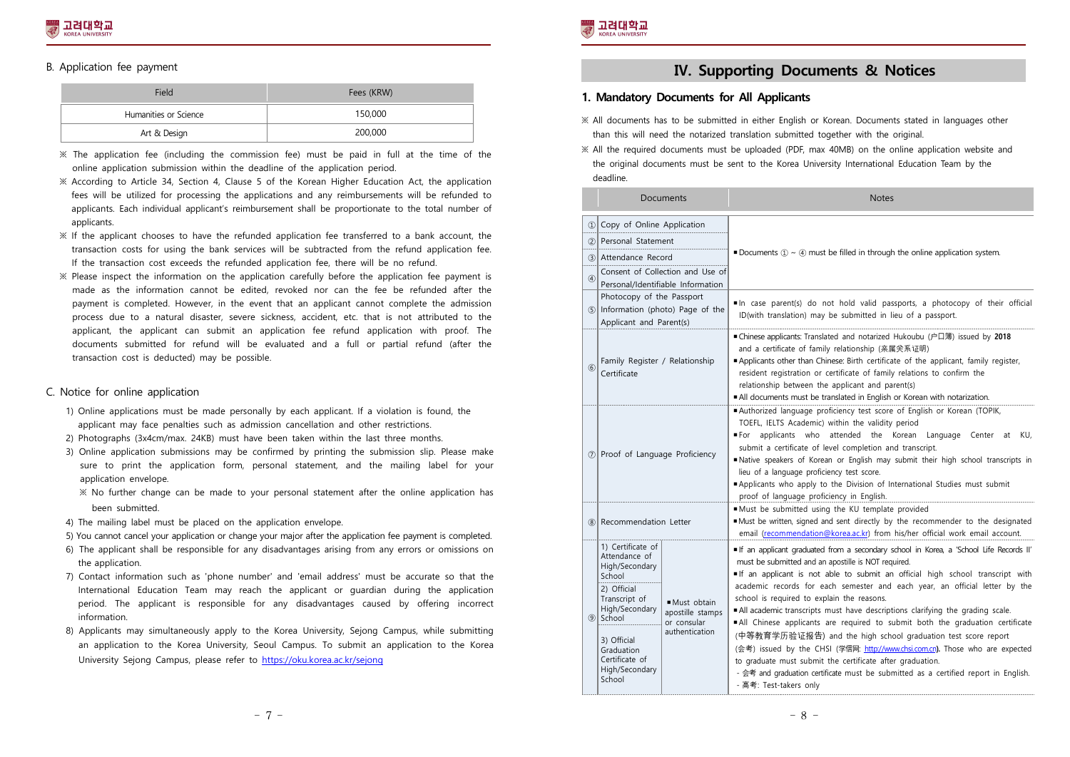B. Application fee payment

| Field | Fees (KRW) |
| --- | --- |
| Humanities or Science | 150,000 |
| Art & Design | 200,000 |

※ The application fee (including the commission fee) must be paid in full at the time of the online application submission within the deadline of the application period.

※ According to Article 34, Section 4, Clause 5 of the Korean Higher Education Act, the application fees will be utilized for processing the applications and any reimbursements will be refunded to applicants. Each individual applicant's reimbursement shall be proportionate to the total number of applicants.

※ If the applicant chooses to have the refunded application fee transferred to a bank account, the transaction costs for using the bank services will be subtracted from the refund application fee. If the transaction cost exceeds the refunded application fee, there will be no refund.

※ Please inspect the information on the application carefully before the application fee payment is made as the information cannot be edited, revoked nor can the fee be refunded after the payment is completed. However, in the event that an applicant cannot complete the admission process due to a natural disaster, severe sickness, accident, etc. that is not attributed to the applicant, the applicant can submit an application fee refund application with proof. The documents submitted for refund will be evaluated and a full or partial refund (after the transaction cost is deducted) may be possible.

C. Notice for online application

1) Online applications must be made personally by each applicant. If a violation is found, the applicant may face penalties such as admission cancellation and other restrictions.
2) Photographs (3x4cm/max. 24KB) must have been taken within the last three months.
3) Online application submissions may be confirmed by printing the submission slip. Please make sure to print the application form, personal statement, and the mailing label for your application envelope.
   ※ No further change can be made to your personal statement after the online application has been submitted.
4) The mailing label must be placed on the application envelope.
5) You cannot cancel your application or change your major after the application fee payment is completed.
6) The applicant shall be responsible for any disadvantages arising from any errors or omissions on the application.
7) Contact information such as 'phone number' and 'email address' must be accurate so that the International Education Team may reach the applicant or guardian during the application period. The applicant is responsible for any disadvantages caused by offering incorrect information.
8) Applicants may simultaneously apply to the Korea University, Sejong Campus, while submitting an application to the Korea University, Seoul Campus. To submit an application to the Korea University Sejong Campus, please refer to https://oku.korea.ac.kr/sejong

# IV. Supporting Documents & Notices

## 1. Mandatory Documents for All Applicants

※ All documents has to be submitted in either English or Korean. Documents stated in languages other than this will need the notarized translation submitted together with the original.

※ All the required documents must be uploaded (PDF, max 40MB) on the online application website and the original documents must be sent to the Korea University International Education Team by the deadline.

| | Documents | | Notes |
| --- | --- | --- | --- |
| ① | Copy of Online Application | | ▪ Documents ① ~ ④ must be filled in through the online application system. |
| ② | Personal Statement | | |
| ③ | Attendance Record | | |
| ④ | Consent of Collection and Use of Personal/Identifiable Information | | |
| ⑤ | Photocopy of the Passport Information (photo) Page of the Applicant and Parent(s) | | ▪ In case parent(s) do not hold valid passports, a photocopy of their official ID(with translation) may be submitted in lieu of a passport. |
| ⑥ | Family Register / Relationship Certificate | | ▪ Chinese applicants: Translated and notarized Hukoubu (户口薄) issued by **2018** and a certificate of family relationship (亲属关系证明)<br>▪ Applicants other than Chinese: Birth certificate of the applicant, family register, resident registration or certificate of family relations to confirm the relationship between the applicant and parent(s)<br>▪ All documents must be translated in English or Korean with notarization. |
| ⑦ | Proof of Language Proficiency | | ▪ Authorized language proficiency test score of English or Korean (TOPIK, TOEFL, IELTS Academic) within the validity period<br>▪ For applicants who attended the Korean Language Center at KU, submit a certificate of level completion and transcript.<br>▪ Native speakers of Korean or English may submit their high school transcripts in lieu of a language proficiency test score.<br>▪ Applicants who apply to the Division of International Studies must submit proof of language proficiency in English. |
| ⑧ | Recommendation Letter | | ▪ Must be submitted using the KU template provided<br>▪ Must be written, signed and sent directly by the recommender to the designated email (recommendation@korea.ac.kr) from his/her official work email account. |
| ⑨ | 1) Certificate of Attendance of High/Secondary School<br>2) Official Transcript of High/Secondary School<br>3) Official Graduation Certificate of High/Secondary School | ▪ Must obtain apostille stamps or consular authentication | ▪ If an applicant graduated from a secondary school in Korea, a 'School Life Records II' must be submitted and an apostille is NOT required.<br>▪ If an applicant is not able to submit an official high school transcript with academic records for each semester and each year, an official letter by the school is required to explain the reasons.<br>▪ All academic transcripts must have descriptions clarifying the grading scale.<br>▪ All Chinese applicants are required to submit both the graduation certificate (中等教育学历验证报告) and the high school graduation test score report (会考) issued by the CHSI (学信网: http://www.chsi.com.cn). Those who are expected to graduate must submit the certificate after graduation.<br>- 会考 and graduation certificate must be submitted as a certified report in English.<br>- 高考: Test-takers only |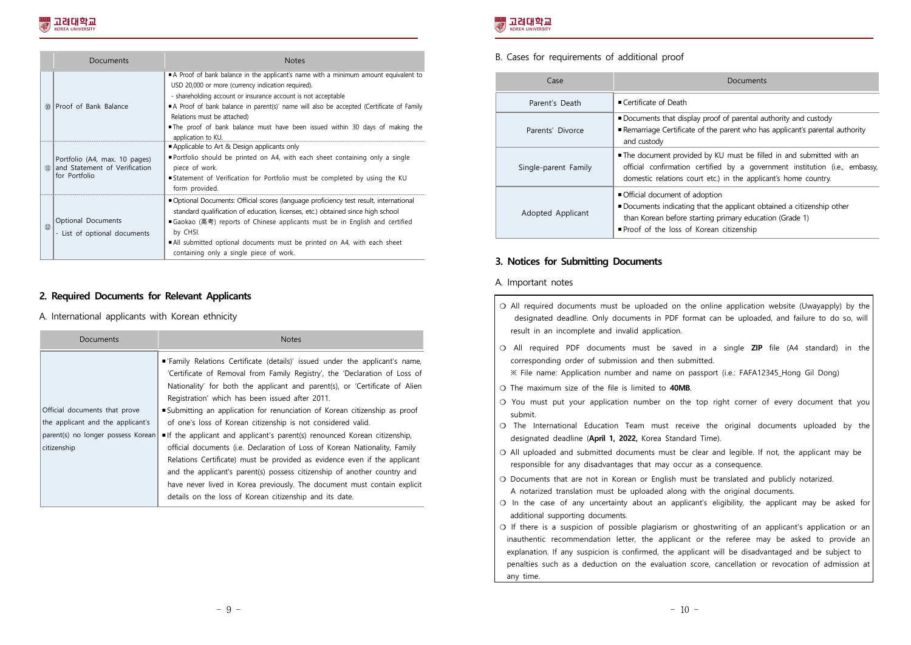| | Documents | Notes |
|---|---|---|
| ⑩ | Proof of Bank Balance | ■ A Proof of bank balance in the applicant's name with a minimum amount equivalent to USD 20,000 or more (currency indication required).<br>- shareholding account or insurance account is not acceptable<br>■ A Proof of bank balance in parent(s)' name will also be accepted (Certificate of Family Relations must be attached)<br>■ The proof of bank balance must have been issued within 30 days of making the application to KU. |
| ⑪ | Portfolio (A4, max. 10 pages) and Statement of Verification for Portfolio | ■ Applicable to Art & Design applicants only<br>■ Portfolio should be printed on A4, with each sheet containing only a single piece of work.<br>■ Statement of Verification for Portfolio must be completed by using the KU form provided. |
| ⑫ | Optional Documents<br>- List of optional documents | ■ Optional Documents: Official scores (language proficiency test result, international standard qualification of education, licenses, etc.) obtained since high school<br>■ Gaokao (高考) reports of Chinese applicants must be in English and certified by CHSI.<br>■ All submitted optional documents must be printed on A4, with each sheet containing only a single piece of work. |

## 2. Required Documents for Relevant Applicants

A. International applicants with Korean ethnicity

| Documents | Notes |
|---|---|
| Official documents that prove the applicant and the applicant's parent(s) no longer possess Korean citizenship | ■ 'Family Relations Certificate (details)' issued under the applicant's name, 'Certificate of Removal from Family Registry', the 'Declaration of Loss of Nationality' for both the applicant and parent(s), or 'Certificate of Alien Registration' which has been issued after 2011.<br>■ Submitting an application for renunciation of Korean citizenship as proof of one's loss of Korean citizenship is not considered valid.<br>■ If the applicant and applicant's parent(s) renounced Korean citizenship, official documents (i.e. Declaration of Loss of Korean Nationality, Family Relations Certificate) must be provided as evidence even if the applicant and the applicant's parent(s) possess citizenship of another country and have never lived in Korea previously. The document must contain explicit details on the loss of Korean citizenship and its date. |

B. Cases for requirements of additional proof

| Case | Documents |
|---|---|
| Parent's Death | ■ Certificate of Death |
| Parents' Divorce | ■ Documents that display proof of parental authority and custody<br>■ Remarriage Certificate of the parent who has applicant's parental authority and custody |
| Single-parent Family | ■ The document provided by KU must be filled in and submitted with an official confirmation certified by a government institution (i.e., embassy, domestic relations court etc.) in the applicant's home country. |
| Adopted Applicant | ■ Official document of adoption<br>■ Documents indicating that the applicant obtained a citizenship other than Korean before starting primary education (Grade 1)<br>■ Proof of the loss of Korean citizenship |

## 3. Notices for Submitting Documents

A. Important notes

- ❍ All required documents must be uploaded on the online application website (Uwayapply) by the designated deadline. Only documents in PDF format can be uploaded, and failure to do so, will result in an incomplete and invalid application.
- ❍ All required PDF documents must be saved in a single **ZIP** file (A4 standard) in the corresponding order of submission and then submitted.
  ※ File name: Application number and name on passport (i.e.: FAFA12345_Hong Gil Dong)
- ❍ The maximum size of the file is limited to **40MB**.
- ❍ You must put your application number on the top right corner of every document that you submit.
- ❍ The International Education Team must receive the original documents uploaded by the designated deadline (**April 1, 2022,** Korea Standard Time).
- ❍ All uploaded and submitted documents must be clear and legible. If not, the applicant may be responsible for any disadvantages that may occur as a consequence.
- ❍ Documents that are not in Korean or English must be translated and publicly notarized. A notarized translation must be uploaded along with the original documents.
- ❍ In the case of any uncertainty about an applicant's eligibility, the applicant may be asked for additional supporting documents.
- ❍ If there is a suspicion of possible plagiarism or ghostwriting of an applicant's application or an inauthentic recommendation letter, the applicant or the referee may be asked to provide an explanation. If any suspicion is confirmed, the applicant will be disadvantaged and be subject to penalties such as a deduction on the evaluation score, cancellation or revocation of admission at any time.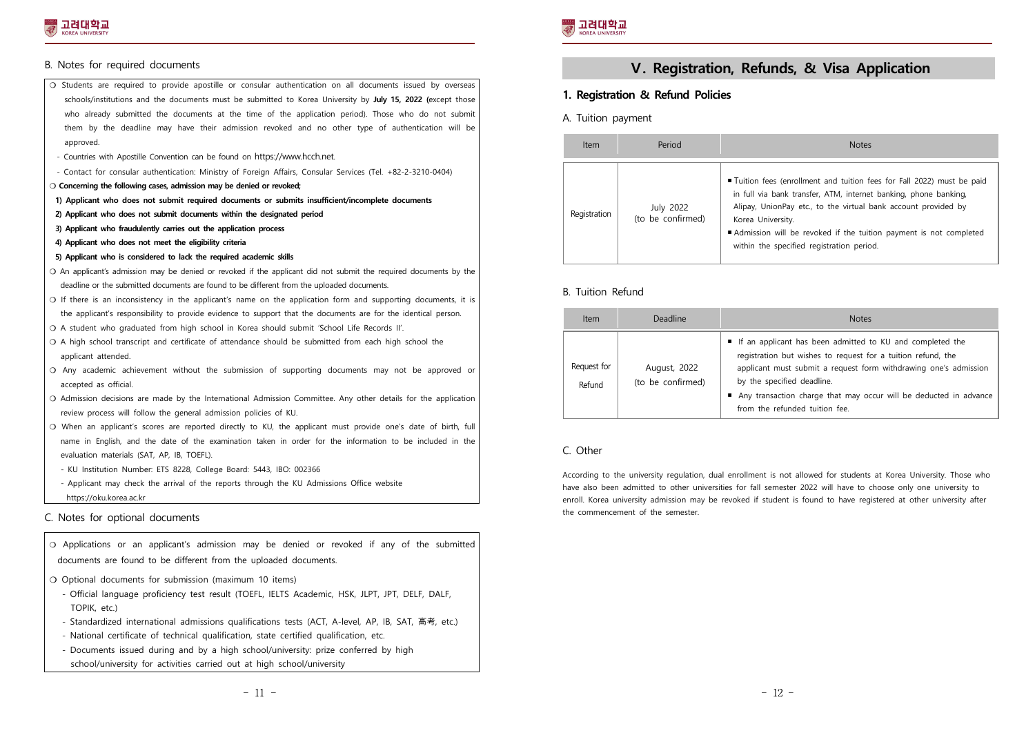### B. Notes for required documents

- ❍ Students are required to provide apostille or consular authentication on all documents issued by overseas schools/institutions and the documents must be submitted to Korea University by **July 15, 2022** (except those who already submitted the documents at the time of the application period). Those who do not submit them by the deadline may have their admission revoked and no other type of authentication will be approved.
  - Countries with Apostille Convention can be found on https://www.hcch.net.
  - Contact for consular authentication: Ministry of Foreign Affairs, Consular Services (Tel. +82-2-3210-0404)
- ❍ **Concerning the following cases, admission may be denied or revoked;**
  - **1) Applicant who does not submit required documents or submits insufficient/incomplete documents**
  - **2) Applicant who does not submit documents within the designated period**
  - **3) Applicant who fraudulently carries out the application process**
  - **4) Applicant who does not meet the eligibility criteria**
  - **5) Applicant who is considered to lack the required academic skills**
- ❍ An applicant's admission may be denied or revoked if the applicant did not submit the required documents by the deadline or the submitted documents are found to be different from the uploaded documents.
- ❍ If there is an inconsistency in the applicant's name on the application form and supporting documents, it is the applicant's responsibility to provide evidence to support that the documents are for the identical person.
- ❍ A student who graduated from high school in Korea should submit 'School Life Records II'.
- ❍ A high school transcript and certificate of attendance should be submitted from each high school the applicant attended.
- ❍ Any academic achievement without the submission of supporting documents may not be approved or accepted as official.
- ❍ Admission decisions are made by the International Admission Committee. Any other details for the application review process will follow the general admission policies of KU.
- ❍ When an applicant's scores are reported directly to KU, the applicant must provide one's date of birth, full name in English, and the date of the examination taken in order for the information to be included in the evaluation materials (SAT, AP, IB, TOEFL).
  - KU Institution Number: ETS 8228, College Board: 5443, IBO: 002366
  - Applicant may check the arrival of the reports through the KU Admissions Office website https://oku.korea.ac.kr

### C. Notes for optional documents

- ❍ Applications or an applicant's admission may be denied or revoked if any of the submitted documents are found to be different from the uploaded documents.
- ❍ Optional documents for submission (maximum 10 items)
  - Official language proficiency test result (TOEFL, IELTS Academic, HSK, JLPT, JPT, DELF, DALF, TOPIK, etc.)
  - Standardized international admissions qualifications tests (ACT, A-level, AP, IB, SAT, 高考, etc.)
  - National certificate of technical qualification, state certified qualification, etc.
  - Documents issued during and by a high school/university: prize conferred by high school/university for activities carried out at high school/university

# V. Registration, Refunds, & Visa Application

## 1. Registration & Refund Policies

### A. Tuition payment

| Item | Period | Notes |
|---|---|---|
| Registration | July 2022 (to be confirmed) | ■ Tuition fees (enrollment and tuition fees for Fall 2022) must be paid in full via bank transfer, ATM, internet banking, phone banking, Alipay, UnionPay etc., to the virtual bank account provided by Korea University.<br>■ Admission will be revoked if the tuition payment is not completed within the specified registration period. |

### B. Tuition Refund

| Item | Deadline | Notes |
|---|---|---|
| Request for Refund | August, 2022 (to be confirmed) | ■ If an applicant has been admitted to KU and completed the registration but wishes to request for a tuition refund, the applicant must submit a request form withdrawing one's admission by the specified deadline.<br>■ Any transaction charge that may occur will be deducted in advance from the refunded tuition fee. |

### C. Other

According to the university regulation, dual enrollment is not allowed for students at Korea University. Those who have also been admitted to other universities for fall semester 2022 will have to choose only one university to enroll. Korea university admission may be revoked if student is found to have registered at other university after the commencement of the semester.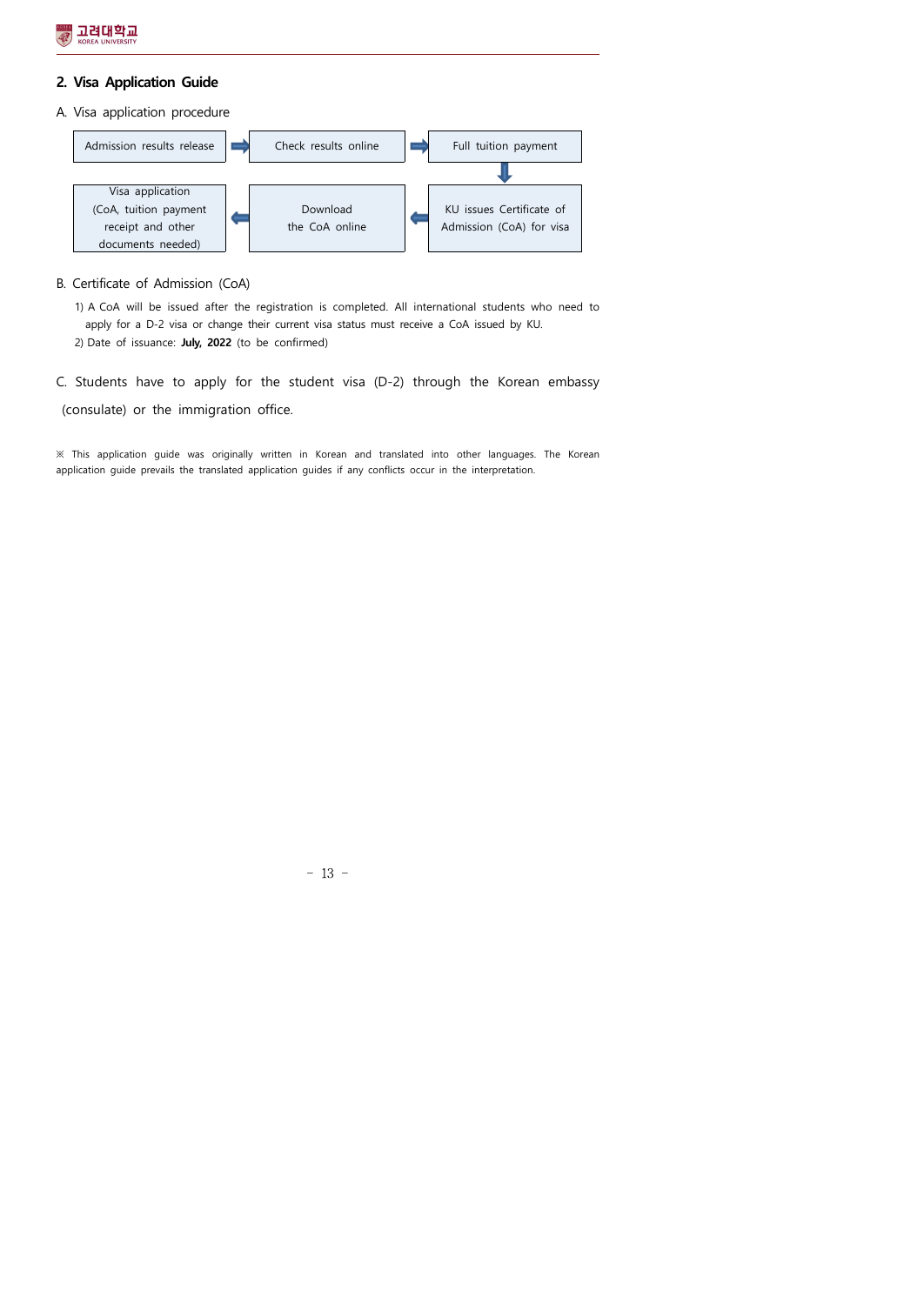## 2. Visa Application Guide

A. Visa application procedure

Admission results release → Check results online → Full tuition payment → KU issues Certificate of Admission (CoA) for visa → Download the CoA online → Visa application (CoA, tuition payment receipt and other documents needed)

B. Certificate of Admission (CoA)

1) A CoA will be issued after the registration is completed. All international students who need to apply for a D-2 visa or change their current visa status must receive a CoA issued by KU.
2) Date of issuance: **July, 2022** (to be confirmed)

C. Students have to apply for the student visa (D-2) through the Korean embassy (consulate) or the immigration office.

※ This application guide was originally written in Korean and translated into other languages. The Korean application guide prevails the translated application guides if any conflicts occur in the interpretation.